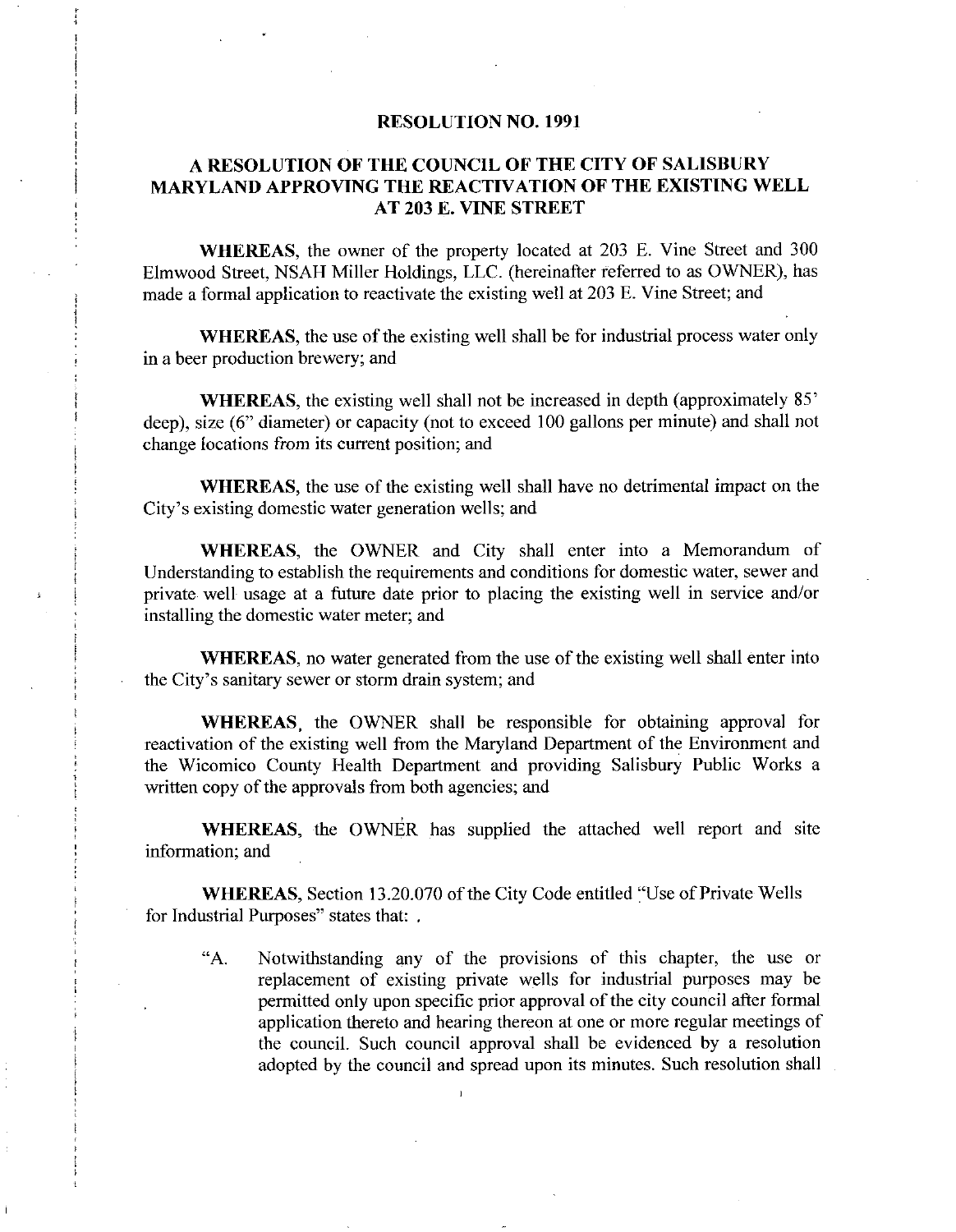# RESOLUTION NO. 1991

## A RESOLUTION OF THE COUNCIL OF THE CITY OF SALISBURY MARYLAND APPROVING THE REACTIVATION OF THE EXISTING WELL AT 203 E. VINE STREET

**WHEREAS**, the owner of the property located at 203 E. Vine Street and 300 Elmwood Street, NSAH Miller Holdings, LLC. (hereinafter referred to as OWNER), has made a formal application to reactivate the existing well at 203 E. Vine Street; and

**WHEREAS**, the use of the existing well shall be for industrial process water only in a beer production brewery; and

**WHEREAS**, the existing well shall not be increased in depth (approximately 85' deep), size (6" diameter) or capacity (not to exceed 100 gallons per minute) and shall not change locations from its current position; and

**WHEREAS**, the use of the existing well shall have no detrimental impact on the City's existing domestic water generation wells; and

**WHEREAS**, the OWNER and City shall enter into a Memorandum of Understanding to establish the requirements and conditions for domestic water, sewer and private well usage at a future date prior to placing the existing well in service and/or installing the domestic water meter; and

**WHEREAS**, no water generated from the use of the existing well shall enter into the City's sanitary sewer or storm drain system; and

**WHEREAS**, the OWNER shall be responsible for obtaining approval for reactivation of the existing well from the Maryland Department of the Environment and the Wicomico County Health Department and providing Salisbury Public Works a written copy of the approvals from both agencies; and

**WHEREAS**, the OWNER has supplied the attached well report and site information; and

**WHEREAS**, Section 13.20.070 of the City Code entitled "Use of Private Wells for Industrial Purposes" states that:

> "A. Notwithstanding any of the provisions of this chapter, the use or replacement of existing private wells for industrial purposes may be permitted only upon specific prior approval of the city council after formal application thereto and hearing thereon at one or more regular meetings of the council. Such council approval shall be evidenced by a resolution adopted by the council and spread upon its minutes. Such resolution shall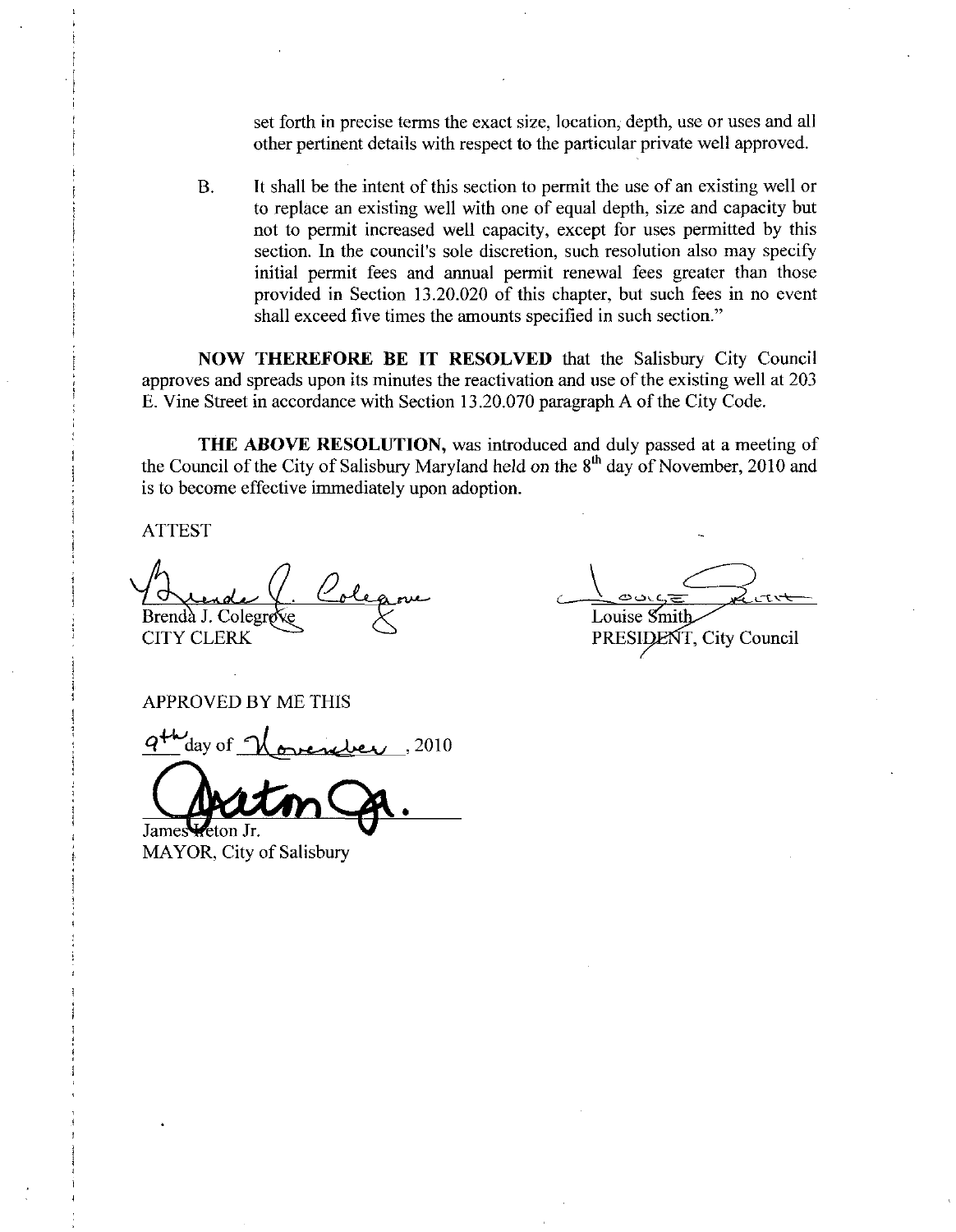set forth in precise terms the exact size, location, depth, use or uses and all other pertinent details with respect to the particular private well approved.

B. It shall be the intent of this section to permit the use of an existing well or to replace an existing well with one of equal depth, size and capacity but not to permit increased well capacity, except for uses permitted by this section. In the council's sole discretion, such resolution also may specify initial permit fees and annual permit renewal fees greater than those provided in Section 13.20.020 of this chapter, but such fees in no event shall exceed five times the amounts specified in such section."

**NOW THEREFORE BE IT RESOLVED** that the Salisbury City Council approves and spreads upon its minutes the reactivation and use of the existing well at 203 E. Vine Street in accordance with Section 13.20.070 paragraph A of the City Code.

**THE ABOVE RESOLUTION,** was introduced and duly passed at a meeting of the Council of the City of Salisbury Maryland held on the 8th day of November, 2010 and is to become effective immediately upon adoption.

ATTEST

Brenda J. Colegrove
CITY CLERK

Louise Smith
PRESIDENT, City Council

APPROVED BY ME THIS

9th day of November, 2010

James Ireton Jr.
MAYOR, City of Salisbury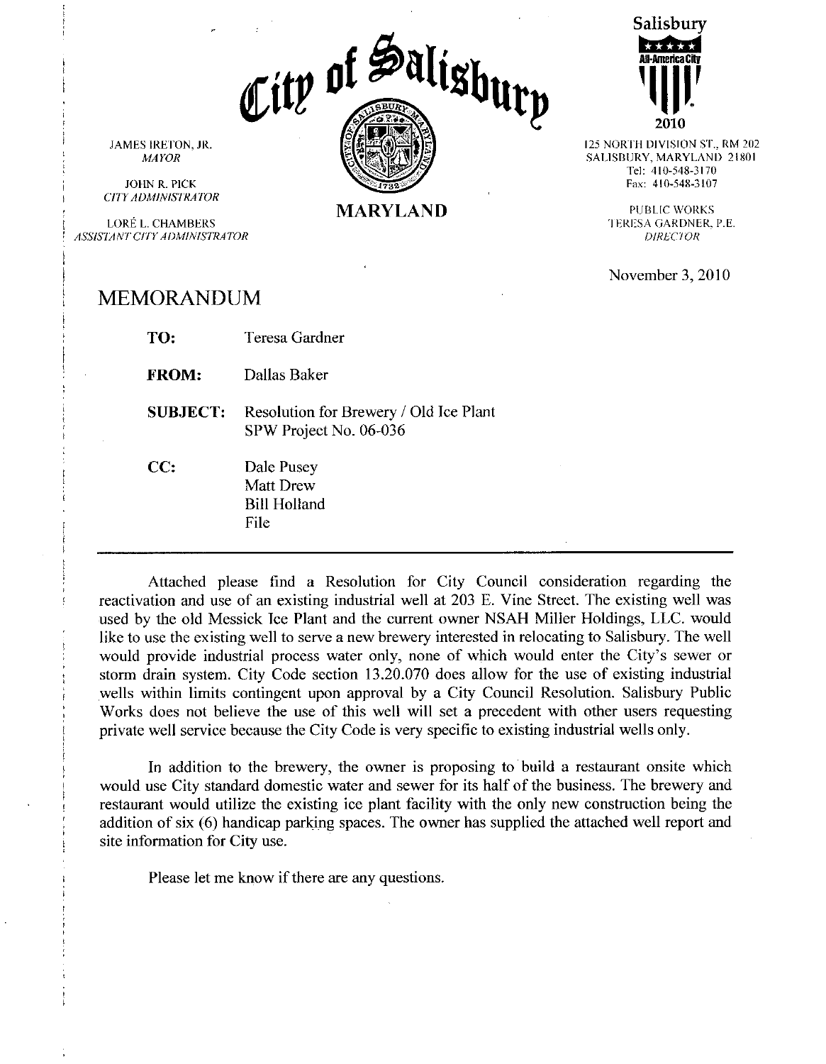# City of Salisbury

JAMES IRETON, JR.
*MAYOR*

JOHN R. PICK
*CITY ADMINISTRATOR*

LORÉ L. CHAMBERS
*ASSISTANT CITY ADMINISTRATOR*

**MARYLAND**

Salisbury
All-America City
2010

125 NORTH DIVISION ST., RM 202
SALISBURY, MARYLAND 21801
Tel: 410-548-3170
Fax: 410-548-3107

PUBLIC WORKS
TERESA GARDNER, P.E.
*DIRECTOR*

November 3, 2010

## MEMORANDUM

**TO:** Teresa Gardner

**FROM:** Dallas Baker

**SUBJECT:** Resolution for Brewery / Old Ice Plant
SPW Project No. 06-036

**CC:** Dale Pusey
Matt Drew
Bill Holland
File

---

Attached please find a Resolution for City Council consideration regarding the reactivation and use of an existing industrial well at 203 E. Vine Street. The existing well was used by the old Messick Ice Plant and the current owner NSAH Miller Holdings, LLC. would like to use the existing well to serve a new brewery interested in relocating to Salisbury. The well would provide industrial process water only, none of which would enter the City's sewer or storm drain system. City Code section 13.20.070 does allow for the use of existing industrial wells within limits contingent upon approval by a City Council Resolution. Salisbury Public Works does not believe the use of this well will set a precedent with other users requesting private well service because the City Code is very specific to existing industrial wells only.

In addition to the brewery, the owner is proposing to build a restaurant onsite which would use City standard domestic water and sewer for its half of the business. The brewery and restaurant would utilize the existing ice plant facility with the only new construction being the addition of six (6) handicap parking spaces. The owner has supplied the attached well report and site information for City use.

Please let me know if there are any questions.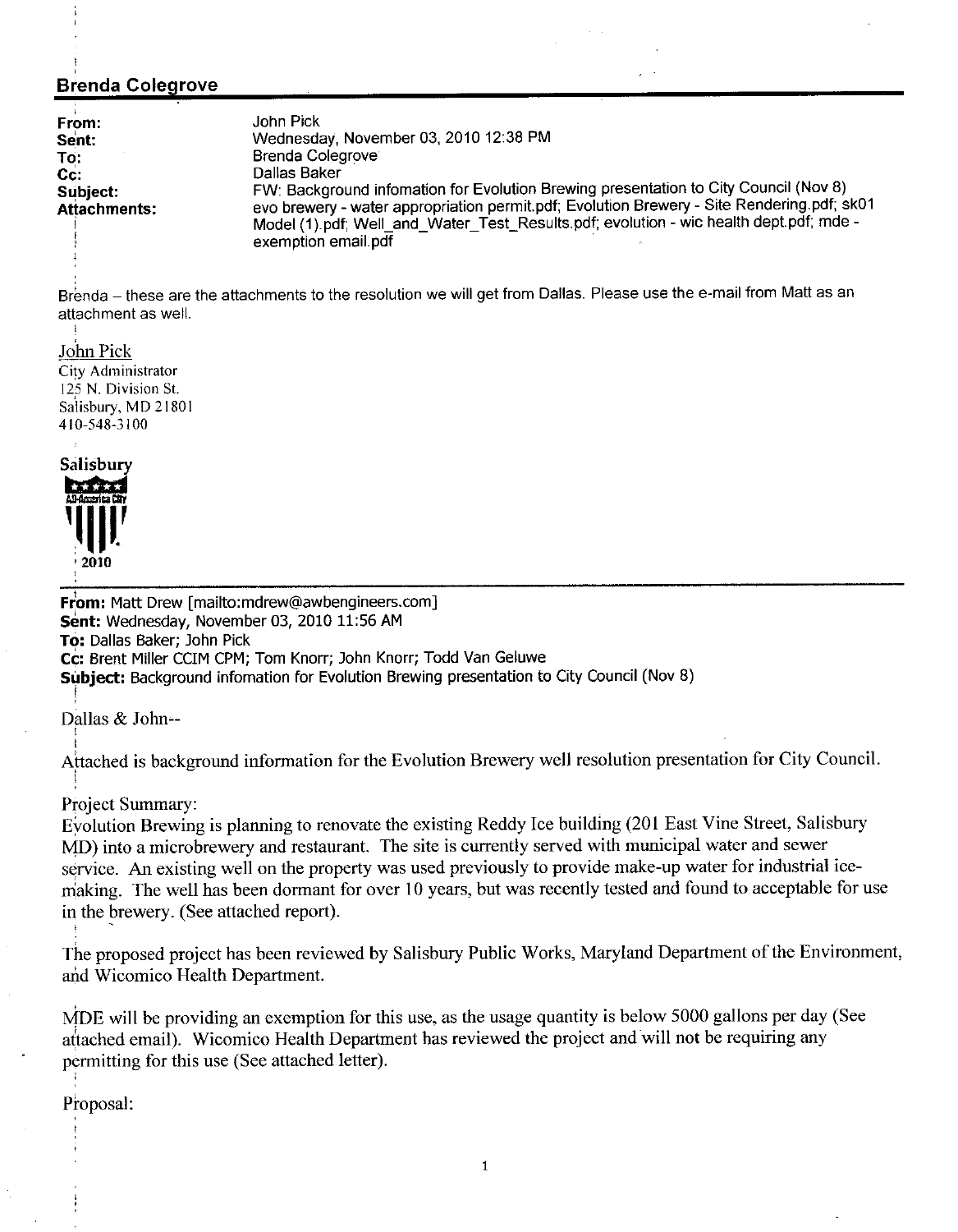## Brenda Colegrove

| | |
|---|---|
| **From:** | John Pick |
| **Sent:** | Wednesday, November 03, 2010 12:38 PM |
| **To:** | Brenda Colegrove |
| **Cc:** | Dallas Baker |
| **Subject:** | FW: Background infomation for Evolution Brewing presentation to City Council (Nov 8) |
| **Attachments:** | evo brewery - water appropriation permit.pdf; Evolution Brewery - Site Rendering.pdf; sk01 Model (1).pdf; Well_and_Water_Test_Results.pdf; evolution - wic health dept.pdf; mde - exemption email.pdf |

Brenda – these are the attachments to the resolution we will get from Dallas. Please use the e-mail from Matt as an attachment as well.

John Pick
City Administrator
125 N. Division St.
Salisbury, MD 21801
410-548-3100

Salisbury
All-America City
2010

---

**From:** Matt Drew [mailto:mdrew@awbengineers.com]
**Sent:** Wednesday, November 03, 2010 11:56 AM
**To:** Dallas Baker; John Pick
**Cc:** Brent Miller CCIM CPM; Tom Knorr; John Knorr; Todd Van Geluwe
**Subject:** Background infomation for Evolution Brewing presentation to City Council (Nov 8)

Dallas & John--

Attached is background information for the Evolution Brewery well resolution presentation for City Council.

Project Summary:
Evolution Brewing is planning to renovate the existing Reddy Ice building (201 East Vine Street, Salisbury MD) into a microbrewery and restaurant. The site is currently served with municipal water and sewer service. An existing well on the property was used previously to provide make-up water for industrial ice-making. The well has been dormant for over 10 years, but was recently tested and found to acceptable for use in the brewery. (See attached report).

The proposed project has been reviewed by Salisbury Public Works, Maryland Department of the Environment, and Wicomico Health Department.

MDE will be providing an exemption for this use, as the usage quantity is below 5000 gallons per day (See attached email). Wicomico Health Department has reviewed the project and will not be requiring any permitting for this use (See attached letter).

Proposal: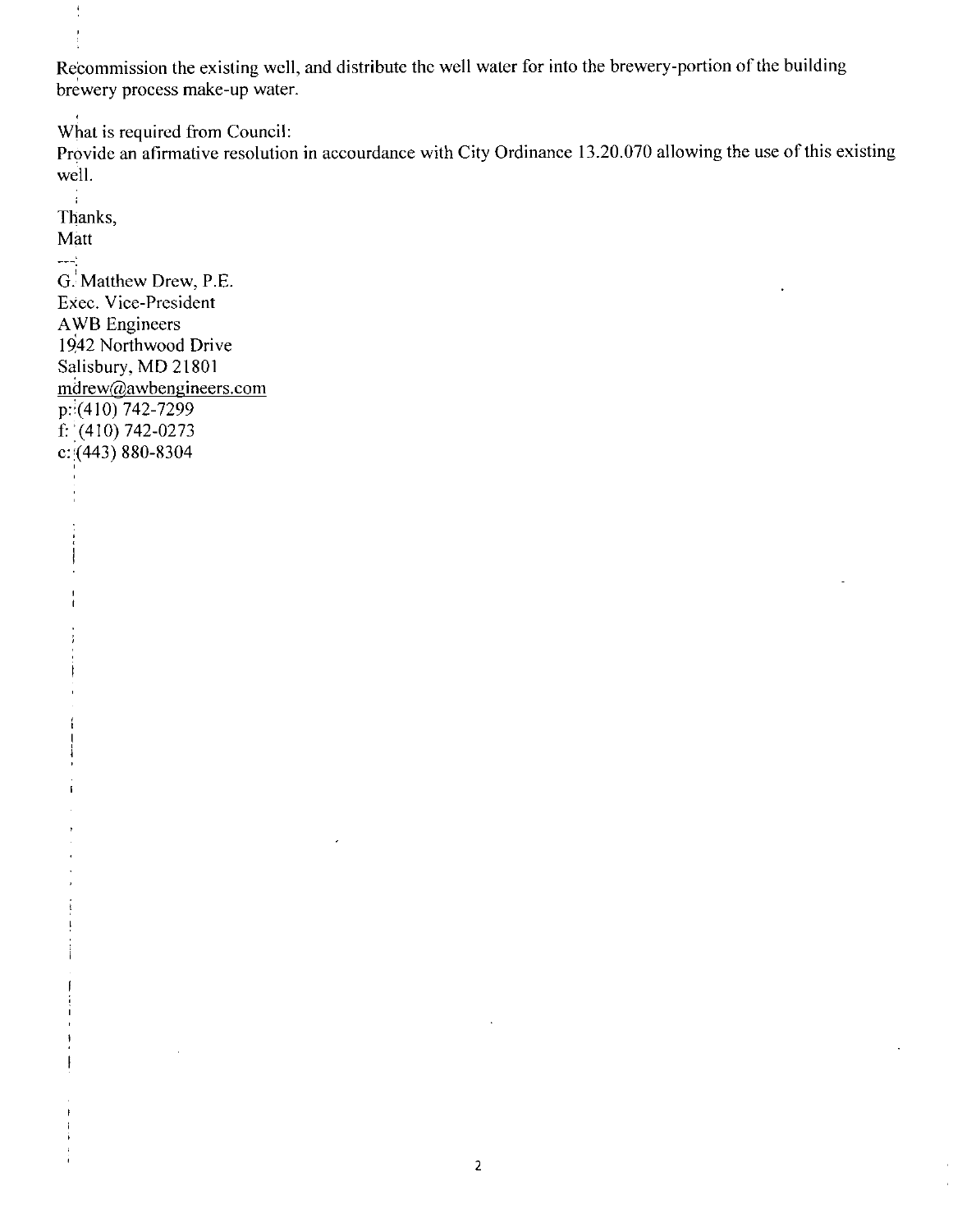Recommission the existing well, and distribute the well water for into the brewery-portion of the building brewery process make-up water.

What is required from Council:
Provide an afirmative resolution in accourdance with City Ordinance 13.20.070 allowing the use of this existing well.

Thanks,
Matt

--
G. Matthew Drew, P.E.
Exec. Vice-President
AWB Engineers
1942 Northwood Drive
Salisbury, MD 21801
mdrew@awbengineers.com
p: (410) 742-7299
f: (410) 742-0273
c: (443) 880-8304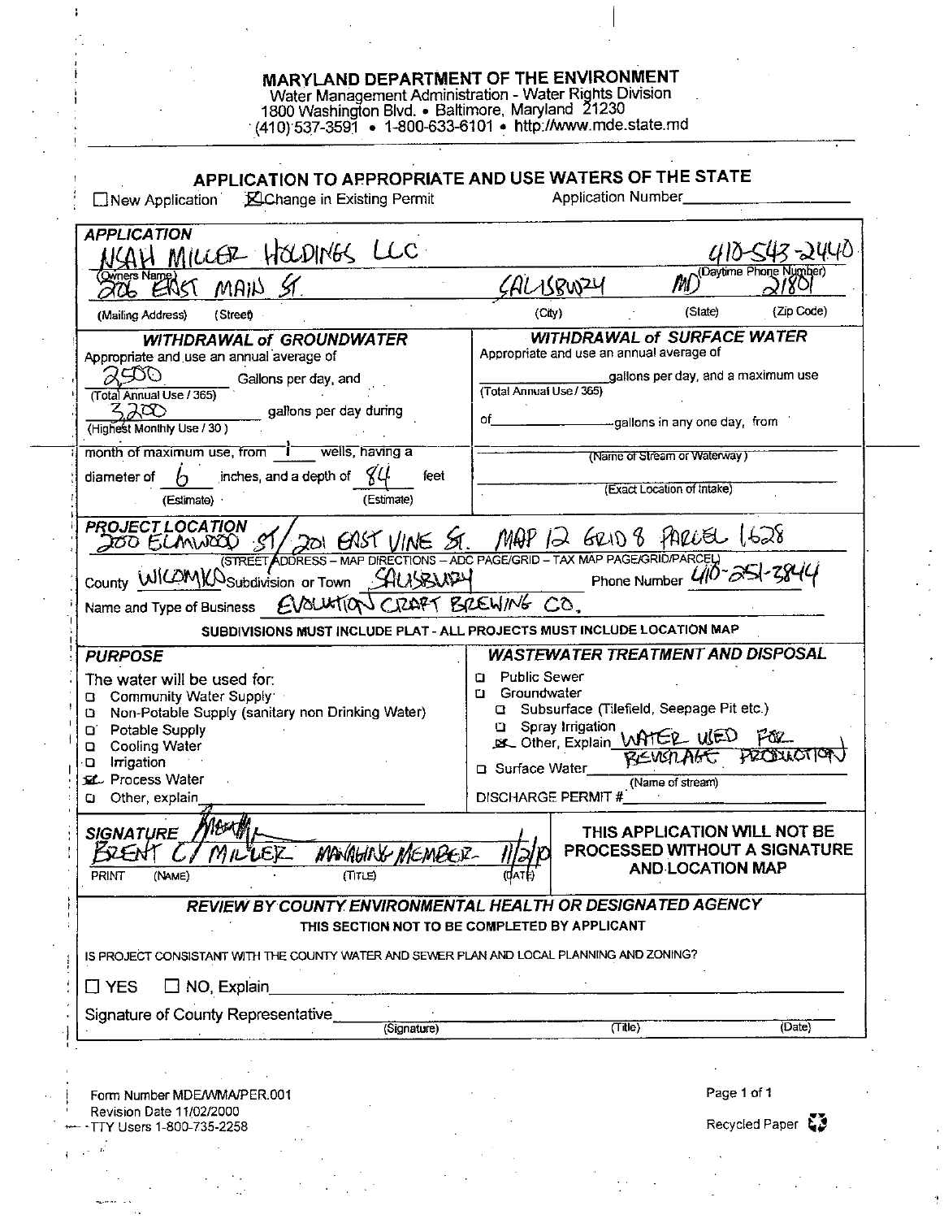# MARYLAND DEPARTMENT OF THE ENVIRONMENT

Water Management Administration - Water Rights Division
1800 Washington Blvd. • Baltimore, Maryland 21230
(410) 537-3591 • 1-800-633-6101 • http://www.mde.state.md

## APPLICATION TO APPROPRIATE AND USE WATERS OF THE STATE

☐ New Application ☒ Change in Existing Permit Application Number________________

### APPLICATION

NOAH MILLER HOLDINGS LLC — 410-543-2440
(Owners Name) (Daytime Phone Number)

206 EAST MAIN ST. — SALISBURY — MD — 21801
(Mailing Address) (Street) (City) (State) (Zip Code)

### WITHDRAWAL of GROUNDWATER

Appropriate and use an annual average of 2500 Gallons per day, and
(Total Annual Use / 365)
3200 gallons per day during
(Highest Monthly Use / 30)
month of maximum use, from 1 wells, having a diameter of 6 inches, and a depth of 84 feet
(Estimate) (Estimate)

### WITHDRAWAL of SURFACE WATER

Appropriate and use an annual average of ________ gallons per day, and a maximum use
(Total Annual Use / 365)
of ________ gallons in any one day, from
________ (Name of Stream or Waterway)
________ (Exact Location of Intake)

### PROJECT LOCATION

200 ELMWOOD ST / 201 EAST VINE ST. MAP 12 GRID 8 PARCEL 1628
(STREET ADDRESS – MAP DIRECTIONS – ADC PAGE/GRID – TAX MAP PAGE/GRID/PARCEL)

County WICOMICO Subdivision or Town SALISBURY Phone Number 410-251-3844

Name and Type of Business EVOLUTION CRAFT BREWING CO.

**SUBDIVISIONS MUST INCLUDE PLAT - ALL PROJECTS MUST INCLUDE LOCATION MAP**

### PURPOSE

The water will be used for:

- ☐ Community Water Supply
- ☐ Non-Potable Supply (sanitary non Drinking Water)
- ☐ Potable Supply
- ☐ Cooling Water
- ☐ Irrigation
- ☒ Process Water
- ☐ Other, explain________

### WASTEWATER TREATMENT AND DISPOSAL

- ☐ Public Sewer
- ☐ Groundwater
  - ☐ Subsurface (Tilefield, Seepage Pit etc.)
  - ☐ Spray Irrigation
  - ☒ Other, Explain WATER USED FOR BEVERAGE PRODUCTION
- ☐ Surface Water________ (Name of stream)

DISCHARGE PERMIT #________

### SIGNATURE

[signature]
BRENT C. MILLER — MANAGING MEMBER — 11/2/10
PRINT (NAME) (TITLE) (DATE)

**THIS APPLICATION WILL NOT BE PROCESSED WITHOUT A SIGNATURE AND LOCATION MAP**

### REVIEW BY COUNTY ENVIRONMENTAL HEALTH OR DESIGNATED AGENCY

**THIS SECTION NOT TO BE COMPLETED BY APPLICANT**

IS PROJECT CONSISTANT WITH THE COUNTY WATER AND SEWER PLAN AND LOCAL PLANNING AND ZONING?

☐ YES ☐ NO, Explain________

Signature of County Representative________ ________ ________
(Signature) (Title) (Date)

Form Number MDE/WMA/PER.001
Revision Date 11/02/2000
TTY Users 1-800-735-2258

Recycled Paper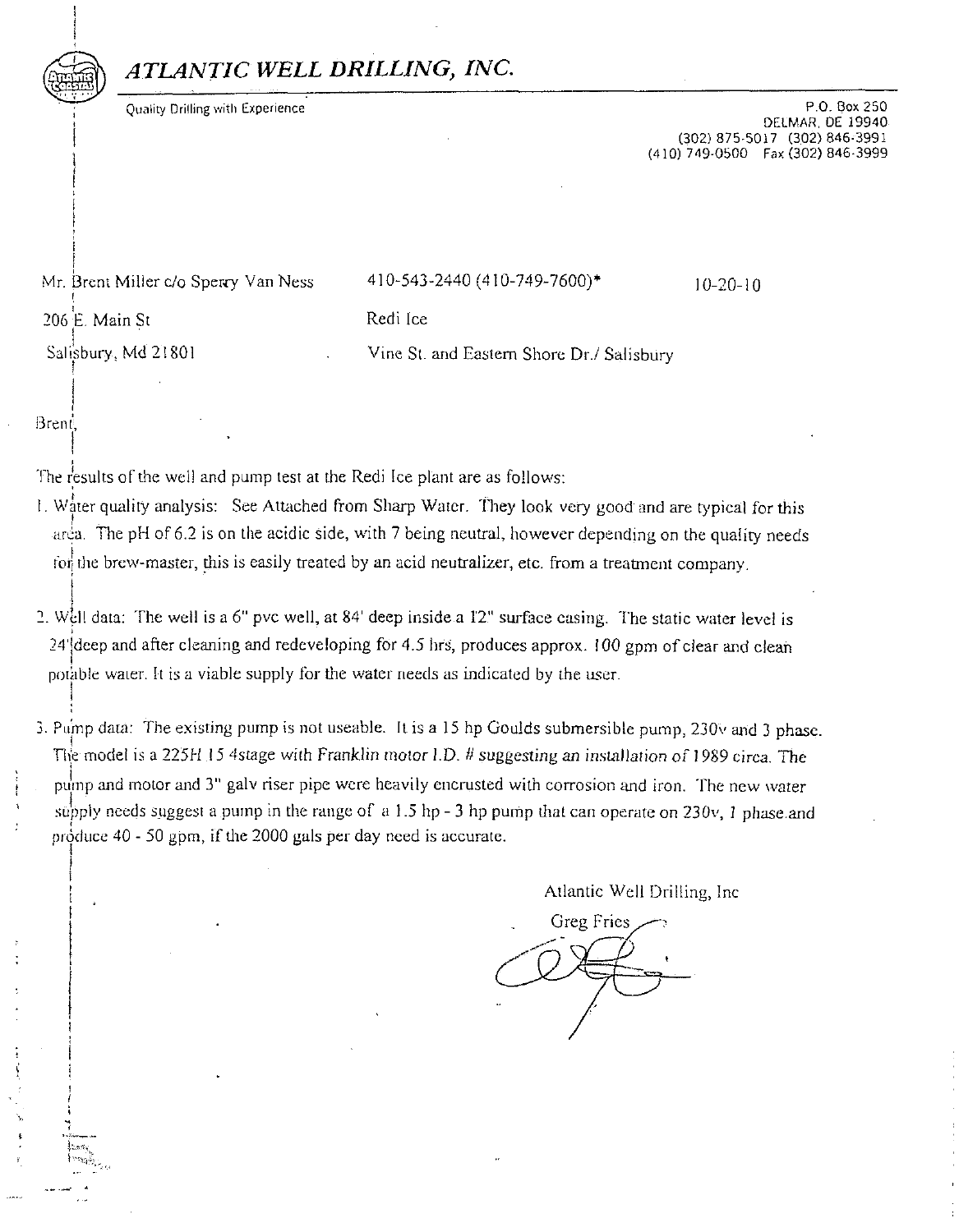# *ATLANTIC WELL DRILLING, INC.*

Quality Drilling with Experience

P.O. Box 250
DELMAR, DE 19940
(302) 875-5017 (302) 846-3991
(410) 749-0500 Fax (302) 846-3999

Mr. Brent Miller c/o Sperry Van Ness
206 E. Main St
Salisbury, Md 21801

410-543-2440 (410-749-7600)*
Redi Ice
Vine St. and Eastern Shore Dr./ Salisbury

10-20-10

Brent,

The results of the well and pump test at the Redi Ice plant are as follows:

1. Water quality analysis: See Attached from Sharp Water. They look very good and are typical for this area. The pH of 6.2 is on the acidic side, with 7 being neutral, however depending on the quality needs for the brew-master, this is easily treated by an acid neutralizer, etc. from a treatment company.

2. Well data: The well is a 6" pvc well, at 84' deep inside a 12" surface casing. The static water level is 24' deep and after cleaning and redeveloping for 4.5 hrs, produces approx. 100 gpm of clear and clean potable water. It is a viable supply for the water needs as indicated by the user.

3. Pump data: The existing pump is not useable. It is a 15 hp Goulds submersible pump, 230v and 3 phase. The model is a 225H 15 4stage with *Franklin motor I.D. # suggesting an installation of* 1989 circa. The pump and motor and 3" galv riser pipe were heavily encrusted with corrosion and iron. The new water supply needs suggest a pump in the range of a 1.5 hp - 3 hp pump that can operate on 230v, 1 phase and produce 40 - 50 gpm, if the 2000 gals per day need is accurate.

Atlantic Well Drilling, Inc

Greg Fries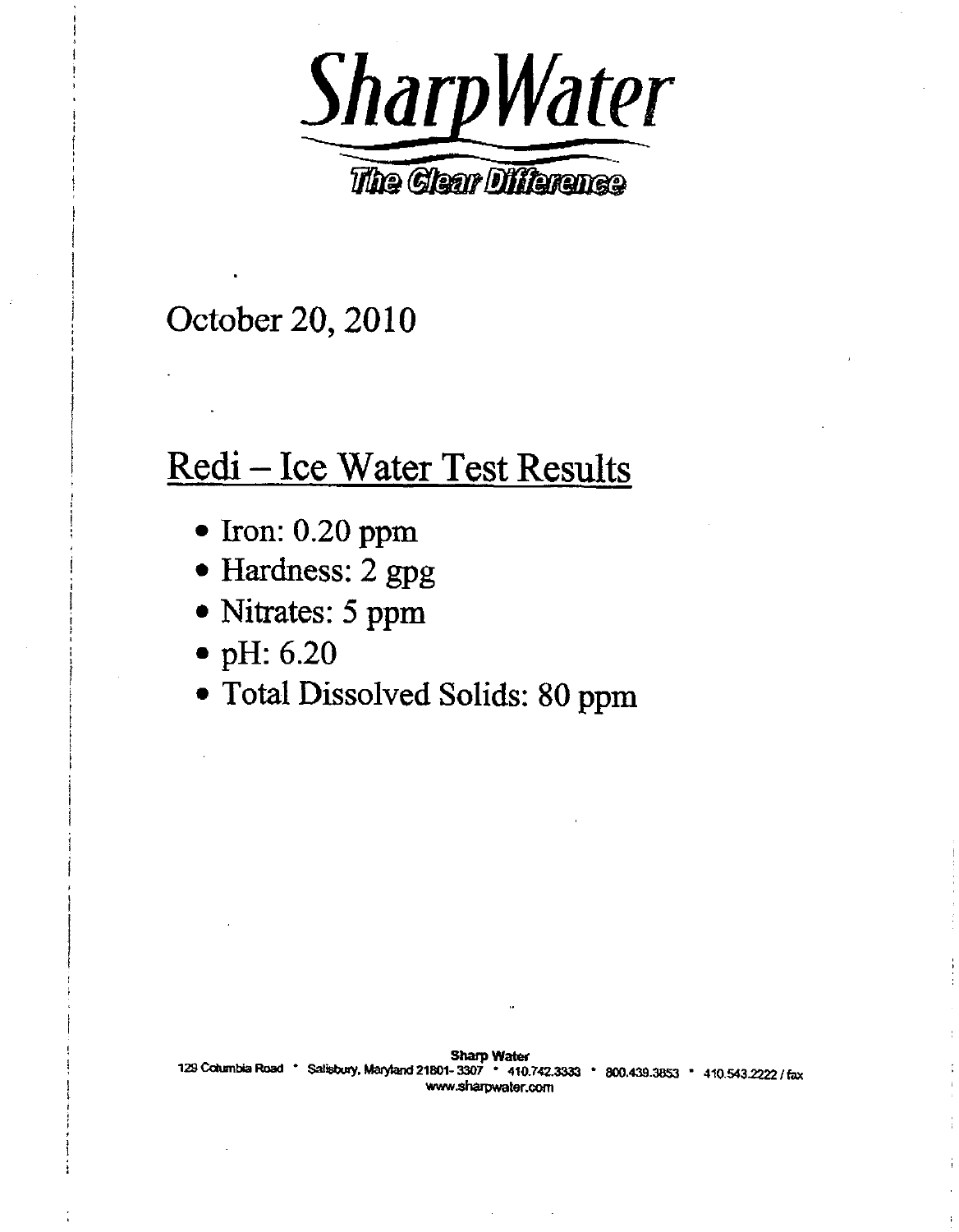# SharpWater

*The Clear Difference*

October 20, 2010

## Redi – Ice Water Test Results

- Iron: 0.20 ppm
- Hardness: 2 gpg
- Nitrates: 5 ppm
- pH: 6.20
- Total Dissolved Solids: 80 ppm

**Sharp Water**
129 Columbia Road • Salisbury, Maryland 21801- 3307 • 410.742.3333 • 800.439.3853 • 410.543.2222 / fax
www.sharpwater.com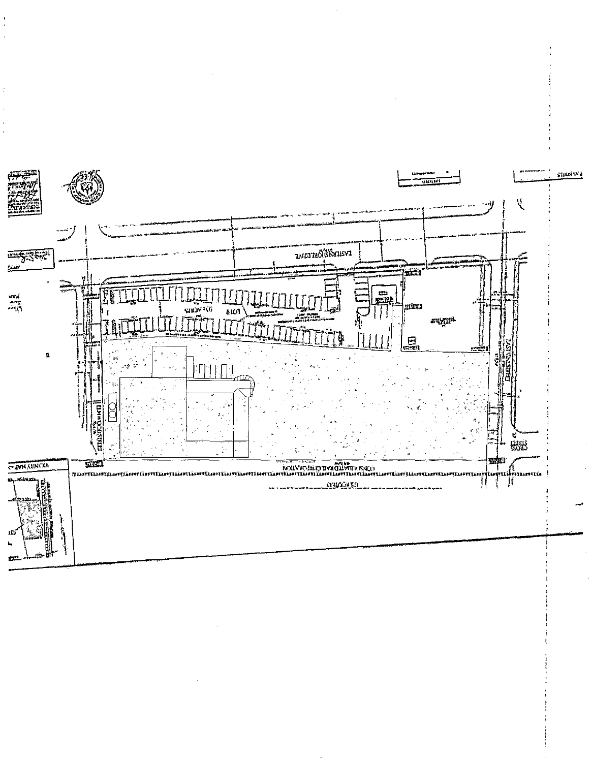VICINITY MAP

EASTERN SHORE DRIVE

LOT 9

CONSOLIDATED RAIL CORPORATION

CROSS STREET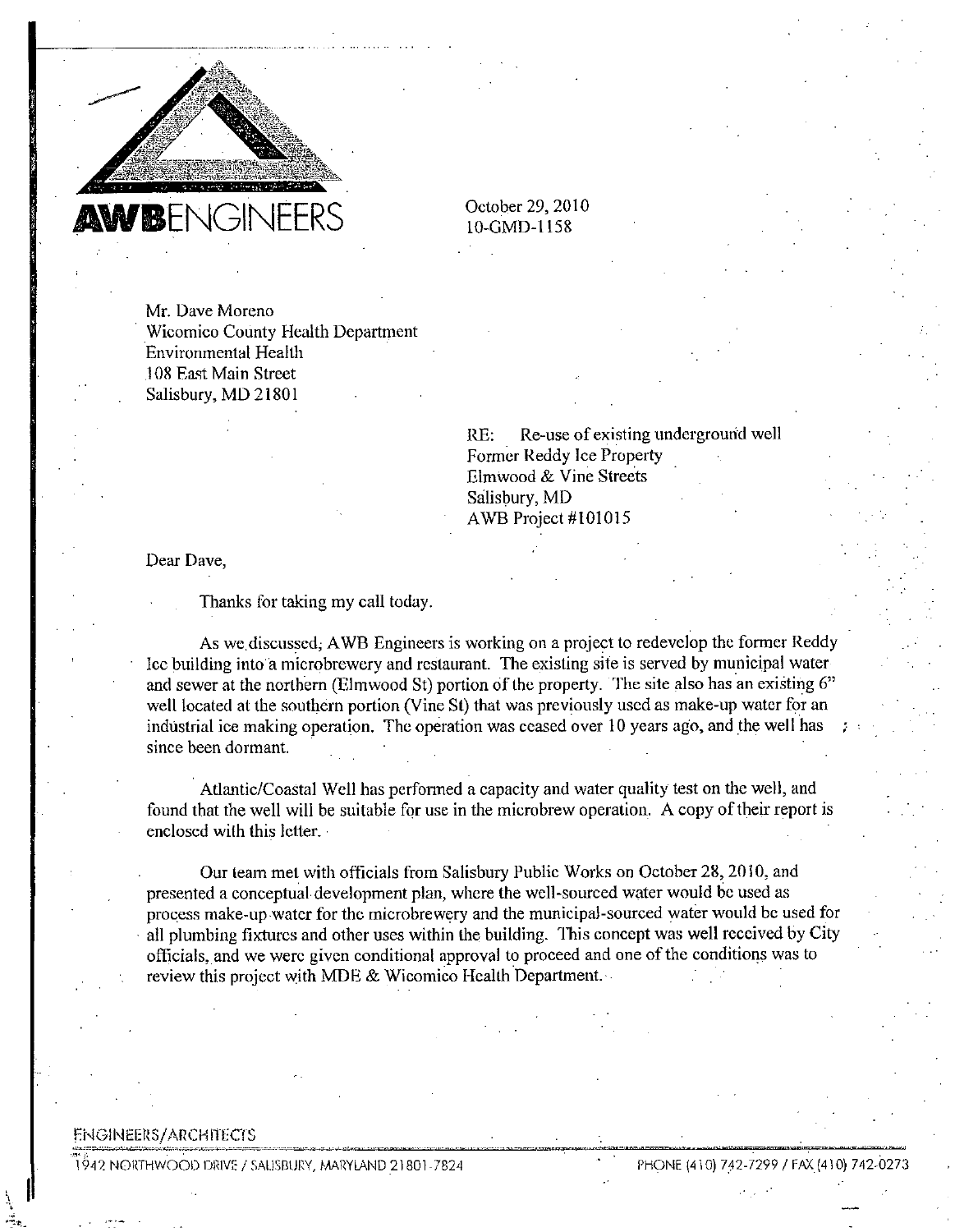**AWB**ENGINEERS

October 29, 2010
10-GMD-1158

Mr. Dave Moreno
Wicomico County Health Department
Environmental Health
108 East Main Street
Salisbury, MD 21801

RE: Re-use of existing underground well
Former Reddy Ice Property
Elmwood & Vine Streets
Salisbury, MD
AWB Project #101015

Dear Dave,

Thanks for taking my call today.

As we discussed, AWB Engineers is working on a project to redevelop the former Reddy Ice building into a microbrewery and restaurant. The existing site is served by municipal water and sewer at the northern (Elmwood St) portion of the property. The site also has an existing 6" well located at the southern portion (Vine St) that was previously used as make-up water for an industrial ice making operation. The operation was ceased over 10 years ago, and the well has since been dormant.

Atlantic/Coastal Well has performed a capacity and water quality test on the well, and found that the well will be suitable for use in the microbrew operation. A copy of their report is enclosed with this letter.

Our team met with officials from Salisbury Public Works on October 28, 2010, and presented a conceptual development plan, where the well-sourced water would be used as process make-up water for the microbrewery and the municipal-sourced water would be used for all plumbing fixtures and other uses within the building. This concept was well received by City officials, and we were given conditional approval to proceed and one of the conditions was to review this project with MDE & Wicomico Health Department.

ENGINEERS/ARCHITECTS

1942 NORTHWOOD DRIVE / SALISBURY, MARYLAND 21801-7824 PHONE (410) 742-7299 / FAX (410) 742-0273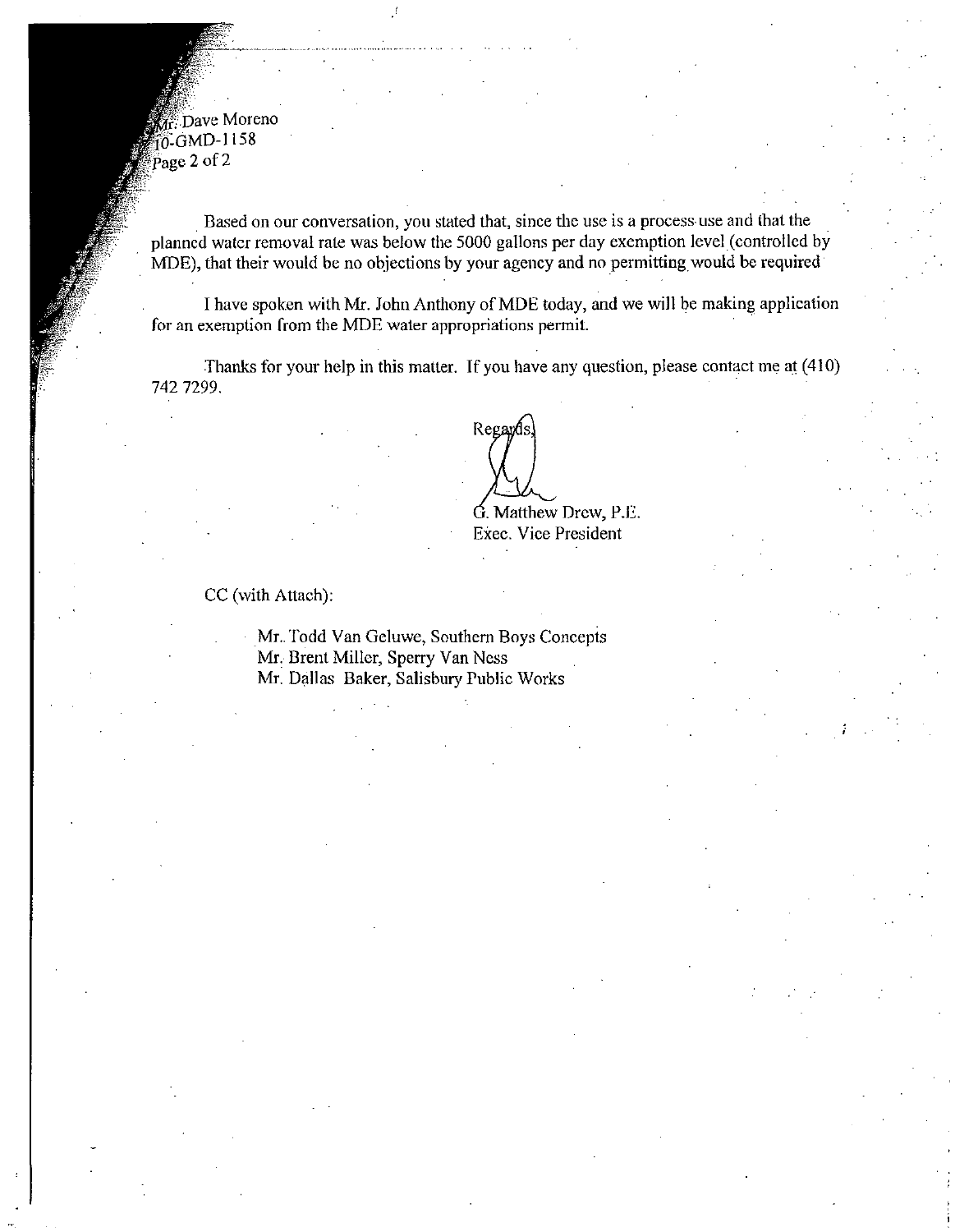Mr. Dave Moreno
10-GMD-1158

Based on our conversation, you stated that, since the use is a process use and that the planned water removal rate was below the 5000 gallons per day exemption level (controlled by MDE), that their would be no objections by your agency and no permitting would be required

I have spoken with Mr. John Anthony of MDE today, and we will be making application for an exemption from the MDE water appropriations permit.

Thanks for your help in this matter. If you have any question, please contact me at (410) 742 7299.

Regards,

G. Matthew Drew, P.E.
Exec. Vice President

CC (with Attach):

Mr. Todd Van Geluwe, Southern Boys Concepts
Mr. Brent Miller, Sperry Van Ness
Mr. Dallas Baker, Salisbury Public Works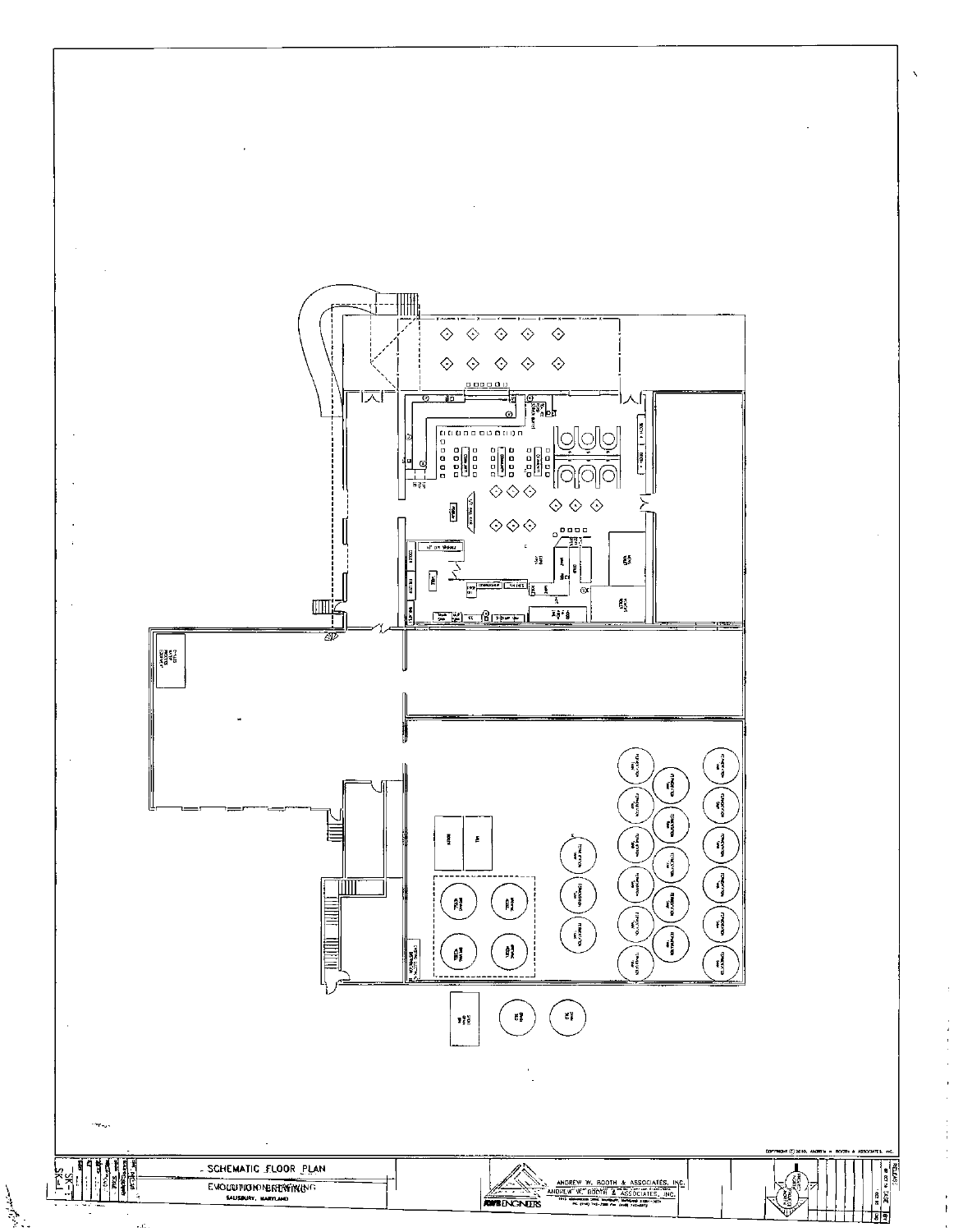SCHEMATIC FLOOR PLAN

EVOLUTION BREWING

SALISBURY, MARYLAND

ANDREW W. BOOTH & ASSOCIATES, INC.

COPYRIGHT © 2010, ANDREW W. BOOTH & ASSOCIATES, INC.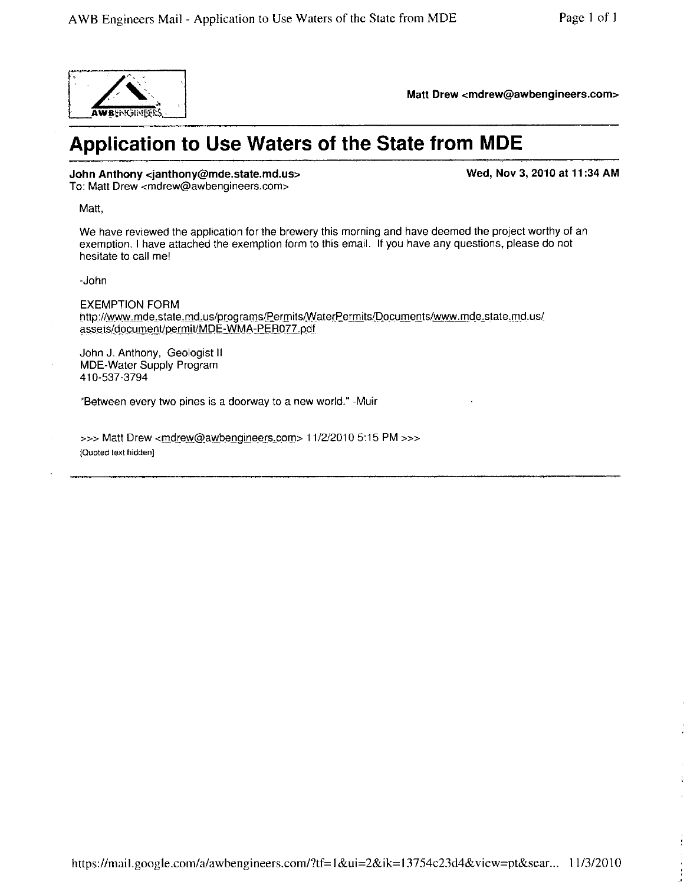Matt Drew <mdrew@awbengineers.com>

# Application to Use Waters of the State from MDE

**John Anthony <janthony@mde.state.md.us>** **Wed, Nov 3, 2010 at 11:34 AM**
To: Matt Drew <mdrew@awbengineers.com>

Matt,

We have reviewed the application for the brewery this morning and have deemed the project worthy of an exemption. I have attached the exemption form to this email. If you have any questions, please do not hesitate to call me!

-John

EXEMPTION FORM
http://www.mde.state.md.us/programs/Permits/WaterPermits/Documents/www.mde.state.md.us/assets/document/permit/MDE-WMA-PER077.pdf

John J. Anthony, Geologist II
MDE-Water Supply Program
410-537-3794

"Between every two pines is a doorway to a new world." -Muir

>>> Matt Drew <mdrew@awbengineers.com> 11/2/2010 5:15 PM >>>
[Quoted text hidden]